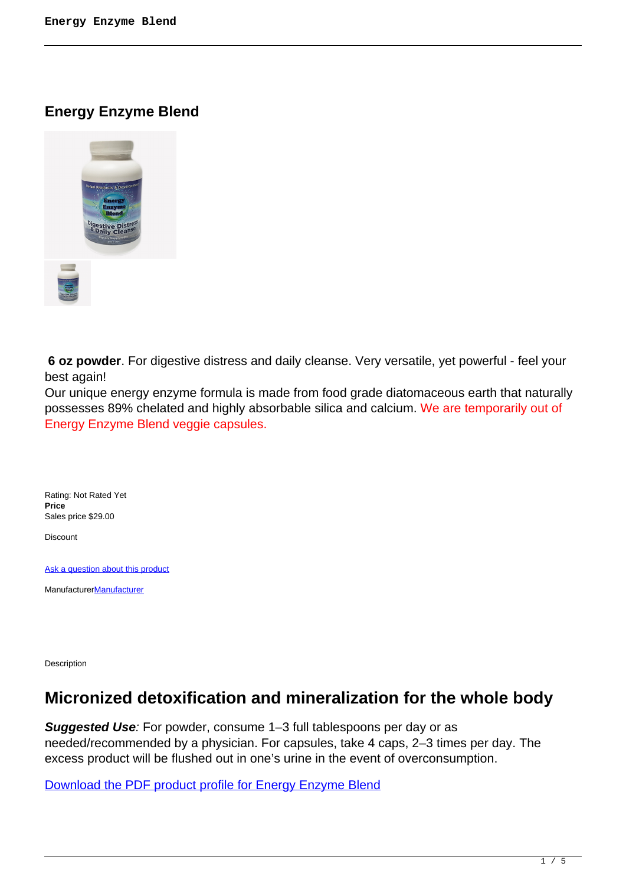# Energy Enzyme Blend

**6 oz powder**. For digestive distress and daily cleanse. Very versatile, yet powerful - feel your best again!
Our unique energy enzyme formula is made from food grade diatomaceous earth that naturally possesses 89% chelated and highly absorbable silica and calcium. We are temporarily out of Energy Enzyme Blend veggie capsules.

Rating: Not Rated Yet
**Price**
Sales price $29.00

Discount

[Ask a question about this product]()

Manufacturer[Manufacturer]()

Description

## Micronized detoxification and mineralization for the whole body

***Suggested Use***: For powder, consume 1–3 full tablespoons per day or as needed/recommended by a physician. For capsules, take 4 caps, 2–3 times per day. The excess product will be flushed out in one's urine in the event of overconsumption.

[Download the PDF product profile for Energy Enzyme Blend]()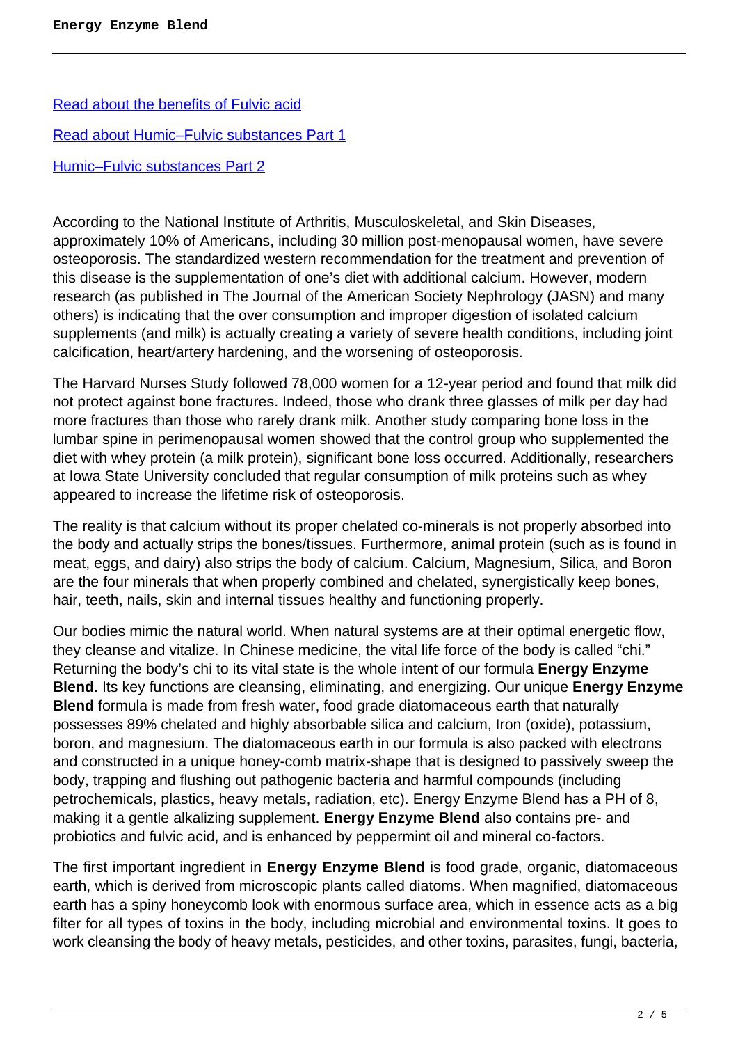[Read about the benefits of Fulvic acid]

[Read about Humic–Fulvic substances Part 1]

[Humic–Fulvic substances Part 2]

According to the National Institute of Arthritis, Musculoskeletal, and Skin Diseases, approximately 10% of Americans, including 30 million post-menopausal women, have severe osteoporosis. The standardized western recommendation for the treatment and prevention of this disease is the supplementation of one's diet with additional calcium. However, modern research (as published in The Journal of the American Society Nephrology (JASN) and many others) is indicating that the over consumption and improper digestion of isolated calcium supplements (and milk) is actually creating a variety of severe health conditions, including joint calcification, heart/artery hardening, and the worsening of osteoporosis.

The Harvard Nurses Study followed 78,000 women for a 12-year period and found that milk did not protect against bone fractures. Indeed, those who drank three glasses of milk per day had more fractures than those who rarely drank milk. Another study comparing bone loss in the lumbar spine in perimenopausal women showed that the control group who supplemented the diet with whey protein (a milk protein), significant bone loss occurred. Additionally, researchers at Iowa State University concluded that regular consumption of milk proteins such as whey appeared to increase the lifetime risk of osteoporosis.

The reality is that calcium without its proper chelated co-minerals is not properly absorbed into the body and actually strips the bones/tissues. Furthermore, animal protein (such as is found in meat, eggs, and dairy) also strips the body of calcium. Calcium, Magnesium, Silica, and Boron are the four minerals that when properly combined and chelated, synergistically keep bones, hair, teeth, nails, skin and internal tissues healthy and functioning properly.

Our bodies mimic the natural world. When natural systems are at their optimal energetic flow, they cleanse and vitalize. In Chinese medicine, the vital life force of the body is called "chi." Returning the body's chi to its vital state is the whole intent of our formula **Energy Enzyme Blend**. Its key functions are cleansing, eliminating, and energizing. Our unique **Energy Enzyme Blend** formula is made from fresh water, food grade diatomaceous earth that naturally possesses 89% chelated and highly absorbable silica and calcium, Iron (oxide), potassium, boron, and magnesium. The diatomaceous earth in our formula is also packed with electrons and constructed in a unique honey-comb matrix-shape that is designed to passively sweep the body, trapping and flushing out pathogenic bacteria and harmful compounds (including petrochemicals, plastics, heavy metals, radiation, etc). Energy Enzyme Blend has a PH of 8, making it a gentle alkalizing supplement. **Energy Enzyme Blend** also contains pre- and probiotics and fulvic acid, and is enhanced by peppermint oil and mineral co-factors.

The first important ingredient in **Energy Enzyme Blend** is food grade, organic, diatomaceous earth, which is derived from microscopic plants called diatoms. When magnified, diatomaceous earth has a spiny honeycomb look with enormous surface area, which in essence acts as a big filter for all types of toxins in the body, including microbial and environmental toxins. It goes to work cleansing the body of heavy metals, pesticides, and other toxins, parasites, fungi, bacteria,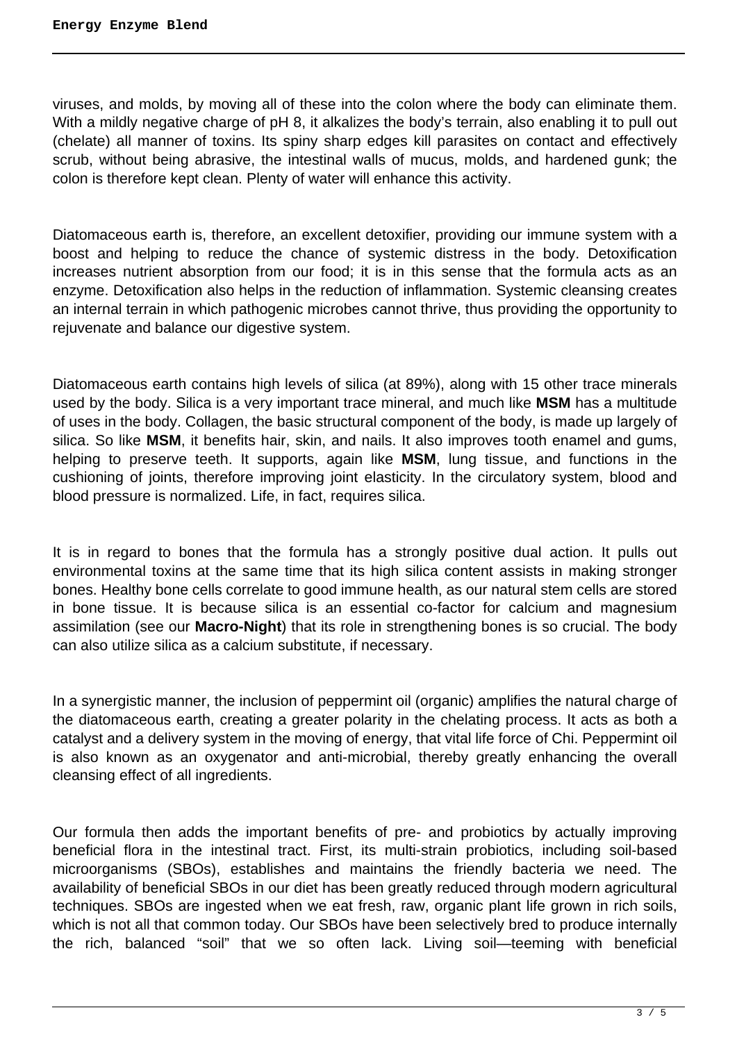viruses, and molds, by moving all of these into the colon where the body can eliminate them. With a mildly negative charge of pH 8, it alkalizes the body's terrain, also enabling it to pull out (chelate) all manner of toxins. Its spiny sharp edges kill parasites on contact and effectively scrub, without being abrasive, the intestinal walls of mucus, molds, and hardened gunk; the colon is therefore kept clean. Plenty of water will enhance this activity.

Diatomaceous earth is, therefore, an excellent detoxifier, providing our immune system with a boost and helping to reduce the chance of systemic distress in the body. Detoxification increases nutrient absorption from our food; it is in this sense that the formula acts as an enzyme. Detoxification also helps in the reduction of inflammation. Systemic cleansing creates an internal terrain in which pathogenic microbes cannot thrive, thus providing the opportunity to rejuvenate and balance our digestive system.

Diatomaceous earth contains high levels of silica (at 89%), along with 15 other trace minerals used by the body. Silica is a very important trace mineral, and much like **MSM** has a multitude of uses in the body. Collagen, the basic structural component of the body, is made up largely of silica. So like **MSM**, it benefits hair, skin, and nails. It also improves tooth enamel and gums, helping to preserve teeth. It supports, again like **MSM**, lung tissue, and functions in the cushioning of joints, therefore improving joint elasticity. In the circulatory system, blood and blood pressure is normalized. Life, in fact, requires silica.

It is in regard to bones that the formula has a strongly positive dual action. It pulls out environmental toxins at the same time that its high silica content assists in making stronger bones. Healthy bone cells correlate to good immune health, as our natural stem cells are stored in bone tissue. It is because silica is an essential co-factor for calcium and magnesium assimilation (see our **Macro-Night**) that its role in strengthening bones is so crucial. The body can also utilize silica as a calcium substitute, if necessary.

In a synergistic manner, the inclusion of peppermint oil (organic) amplifies the natural charge of the diatomaceous earth, creating a greater polarity in the chelating process. It acts as both a catalyst and a delivery system in the moving of energy, that vital life force of Chi. Peppermint oil is also known as an oxygenator and anti-microbial, thereby greatly enhancing the overall cleansing effect of all ingredients.

Our formula then adds the important benefits of pre- and probiotics by actually improving beneficial flora in the intestinal tract. First, its multi-strain probiotics, including soil-based microorganisms (SBOs), establishes and maintains the friendly bacteria we need. The availability of beneficial SBOs in our diet has been greatly reduced through modern agricultural techniques. SBOs are ingested when we eat fresh, raw, organic plant life grown in rich soils, which is not all that common today. Our SBOs have been selectively bred to produce internally the rich, balanced "soil" that we so often lack. Living soil—teeming with beneficial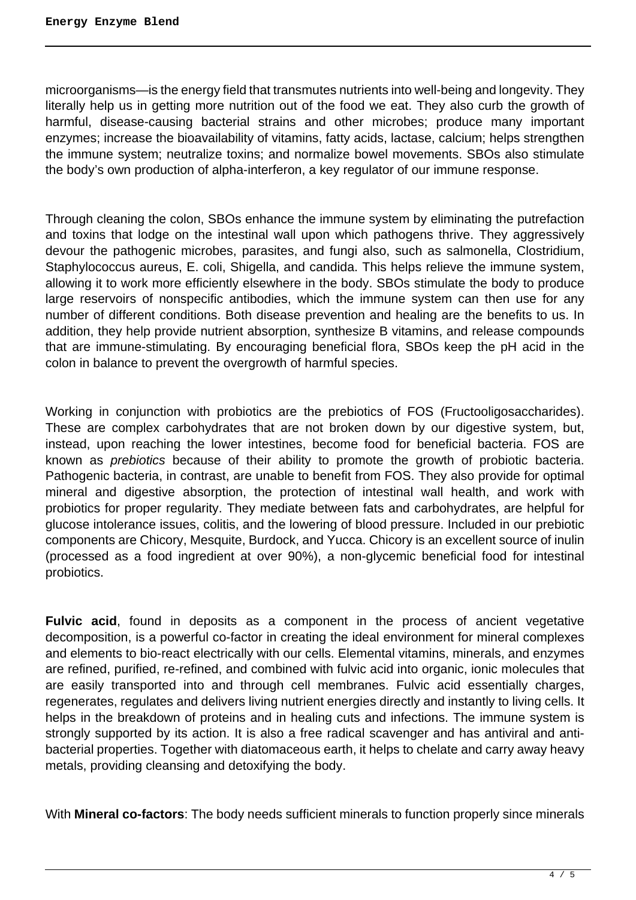microorganisms—is the energy field that transmutes nutrients into well-being and longevity. They literally help us in getting more nutrition out of the food we eat. They also curb the growth of harmful, disease-causing bacterial strains and other microbes; produce many important enzymes; increase the bioavailability of vitamins, fatty acids, lactase, calcium; helps strengthen the immune system; neutralize toxins; and normalize bowel movements. SBOs also stimulate the body's own production of alpha-interferon, a key regulator of our immune response.

Through cleaning the colon, SBOs enhance the immune system by eliminating the putrefaction and toxins that lodge on the intestinal wall upon which pathogens thrive. They aggressively devour the pathogenic microbes, parasites, and fungi also, such as salmonella, Clostridium, Staphylococcus aureus, E. coli, Shigella, and candida. This helps relieve the immune system, allowing it to work more efficiently elsewhere in the body. SBOs stimulate the body to produce large reservoirs of nonspecific antibodies, which the immune system can then use for any number of different conditions. Both disease prevention and healing are the benefits to us. In addition, they help provide nutrient absorption, synthesize B vitamins, and release compounds that are immune-stimulating. By encouraging beneficial flora, SBOs keep the pH acid in the colon in balance to prevent the overgrowth of harmful species.

Working in conjunction with probiotics are the prebiotics of FOS (Fructooligosaccharides). These are complex carbohydrates that are not broken down by our digestive system, but, instead, upon reaching the lower intestines, become food for beneficial bacteria. FOS are known as *prebiotics* because of their ability to promote the growth of probiotic bacteria. Pathogenic bacteria, in contrast, are unable to benefit from FOS. They also provide for optimal mineral and digestive absorption, the protection of intestinal wall health, and work with probiotics for proper regularity. They mediate between fats and carbohydrates, are helpful for glucose intolerance issues, colitis, and the lowering of blood pressure. Included in our prebiotic components are Chicory, Mesquite, Burdock, and Yucca. Chicory is an excellent source of inulin (processed as a food ingredient at over 90%), a non-glycemic beneficial food for intestinal probiotics.

**Fulvic acid**, found in deposits as a component in the process of ancient vegetative decomposition, is a powerful co-factor in creating the ideal environment for mineral complexes and elements to bio-react electrically with our cells. Elemental vitamins, minerals, and enzymes are refined, purified, re-refined, and combined with fulvic acid into organic, ionic molecules that are easily transported into and through cell membranes. Fulvic acid essentially charges, regenerates, regulates and delivers living nutrient energies directly and instantly to living cells. It helps in the breakdown of proteins and in healing cuts and infections. The immune system is strongly supported by its action. It is also a free radical scavenger and has antiviral and anti-bacterial properties. Together with diatomaceous earth, it helps to chelate and carry away heavy metals, providing cleansing and detoxifying the body.

With **Mineral co-factors**: The body needs sufficient minerals to function properly since minerals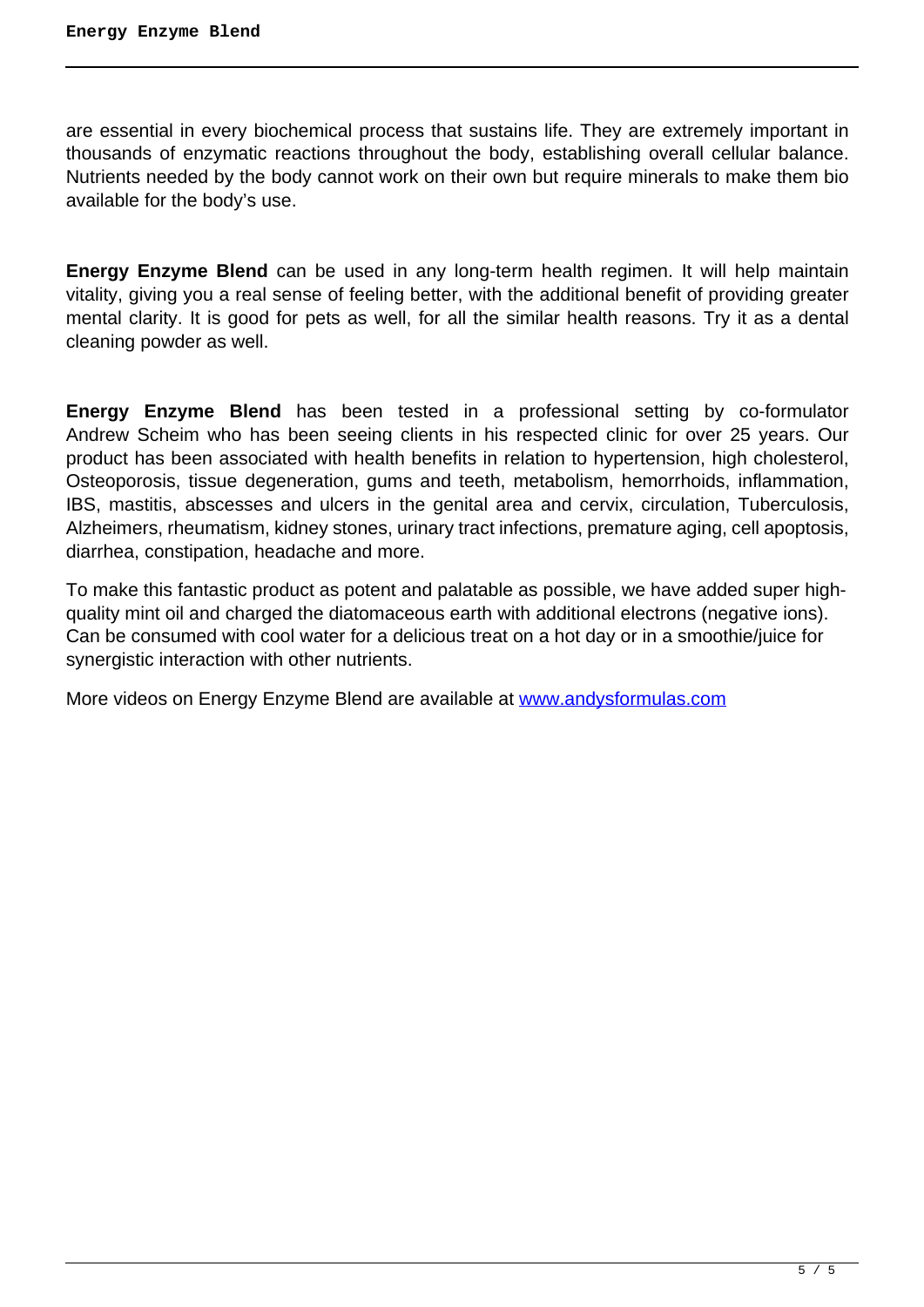are essential in every biochemical process that sustains life. They are extremely important in thousands of enzymatic reactions throughout the body, establishing overall cellular balance. Nutrients needed by the body cannot work on their own but require minerals to make them bio available for the body's use.

**Energy Enzyme Blend** can be used in any long-term health regimen. It will help maintain vitality, giving you a real sense of feeling better, with the additional benefit of providing greater mental clarity. It is good for pets as well, for all the similar health reasons. Try it as a dental cleaning powder as well.

**Energy Enzyme Blend** has been tested in a professional setting by co-formulator Andrew Scheim who has been seeing clients in his respected clinic for over 25 years. Our product has been associated with health benefits in relation to hypertension, high cholesterol, Osteoporosis, tissue degeneration, gums and teeth, metabolism, hemorrhoids, inflammation, IBS, mastitis, abscesses and ulcers in the genital area and cervix, circulation, Tuberculosis, Alzheimers, rheumatism, kidney stones, urinary tract infections, premature aging, cell apoptosis, diarrhea, constipation, headache and more.

To make this fantastic product as potent and palatable as possible, we have added super high-quality mint oil and charged the diatomaceous earth with additional electrons (negative ions). Can be consumed with cool water for a delicious treat on a hot day or in a smoothie/juice for synergistic interaction with other nutrients.

More videos on Energy Enzyme Blend are available at [www.andysformulas.com](http://www.andysformulas.com)